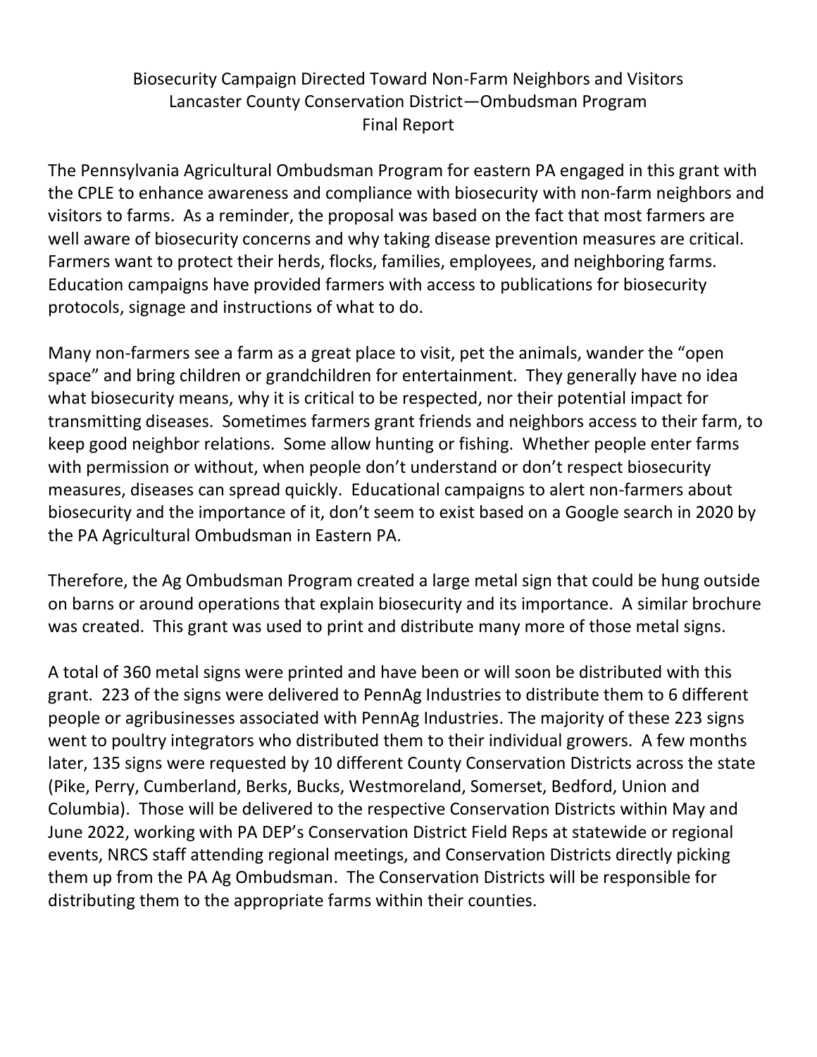# Biosecurity Campaign Directed Toward Non-Farm Neighbors and Visitors
## Lancaster County Conservation District—Ombudsman Program
## Final Report

The Pennsylvania Agricultural Ombudsman Program for eastern PA engaged in this grant with the CPLE to enhance awareness and compliance with biosecurity with non-farm neighbors and visitors to farms. As a reminder, the proposal was based on the fact that most farmers are well aware of biosecurity concerns and why taking disease prevention measures are critical. Farmers want to protect their herds, flocks, families, employees, and neighboring farms. Education campaigns have provided farmers with access to publications for biosecurity protocols, signage and instructions of what to do.

Many non-farmers see a farm as a great place to visit, pet the animals, wander the "open space" and bring children or grandchildren for entertainment. They generally have no idea what biosecurity means, why it is critical to be respected, nor their potential impact for transmitting diseases. Sometimes farmers grant friends and neighbors access to their farm, to keep good neighbor relations. Some allow hunting or fishing. Whether people enter farms with permission or without, when people don't understand or don't respect biosecurity measures, diseases can spread quickly. Educational campaigns to alert non-farmers about biosecurity and the importance of it, don't seem to exist based on a Google search in 2020 by the PA Agricultural Ombudsman in Eastern PA.

Therefore, the Ag Ombudsman Program created a large metal sign that could be hung outside on barns or around operations that explain biosecurity and its importance. A similar brochure was created. This grant was used to print and distribute many more of those metal signs.

A total of 360 metal signs were printed and have been or will soon be distributed with this grant. 223 of the signs were delivered to PennAg Industries to distribute them to 6 different people or agribusinesses associated with PennAg Industries. The majority of these 223 signs went to poultry integrators who distributed them to their individual growers. A few months later, 135 signs were requested by 10 different County Conservation Districts across the state (Pike, Perry, Cumberland, Berks, Bucks, Westmoreland, Somerset, Bedford, Union and Columbia). Those will be delivered to the respective Conservation Districts within May and June 2022, working with PA DEP's Conservation District Field Reps at statewide or regional events, NRCS staff attending regional meetings, and Conservation Districts directly picking them up from the PA Ag Ombudsman. The Conservation Districts will be responsible for distributing them to the appropriate farms within their counties.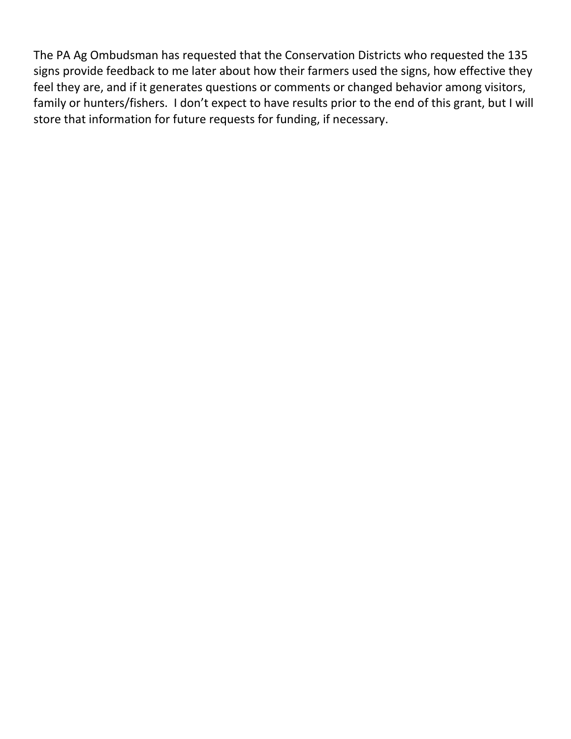The PA Ag Ombudsman has requested that the Conservation Districts who requested the 135 signs provide feedback to me later about how their farmers used the signs, how effective they feel they are, and if it generates questions or comments or changed behavior among visitors, family or hunters/fishers. I don't expect to have results prior to the end of this grant, but I will store that information for future requests for funding, if necessary.